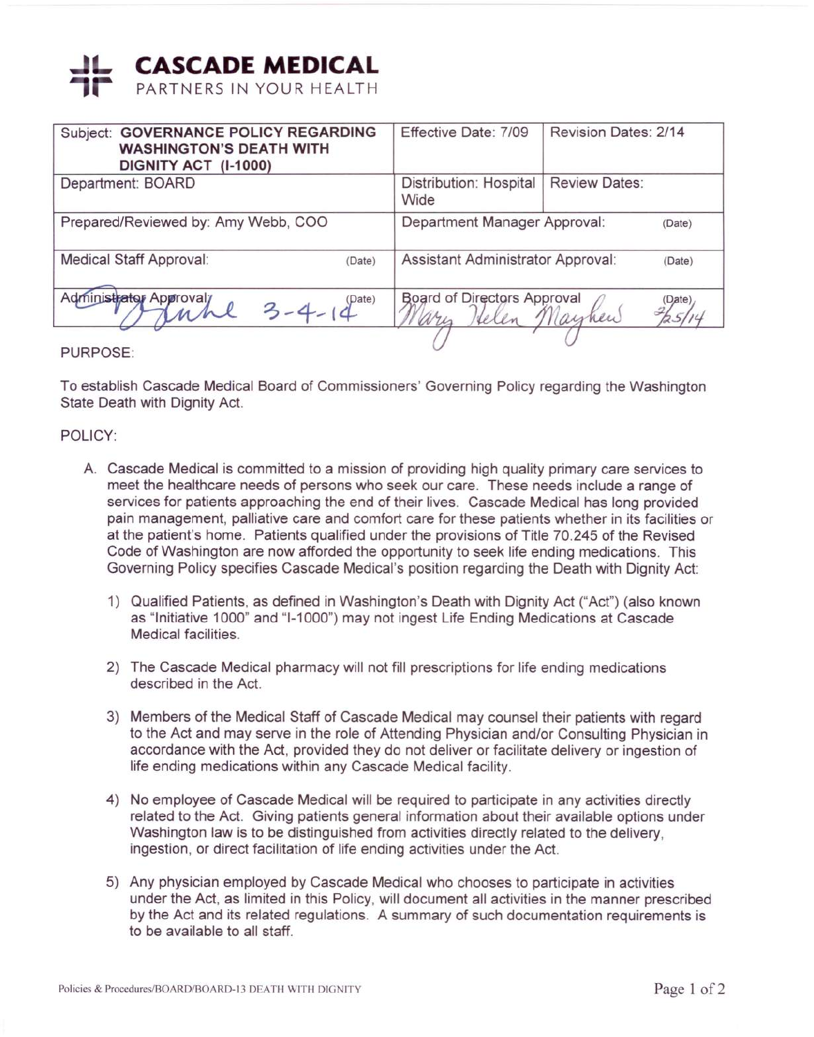# CASCADE MEDICAL

PARTNERS IN YOUR HEALTH

| Subject: **GOVERNANCE POLICY REGARDING WASHINGTON'S DEATH WITH DIGNITY ACT (I-1000)** | Effective Date: 7/09 | Revision Dates: 2/14 |
|---|---|---|
| Department: BOARD | Distribution: Hospital Wide | Review Dates: |
| Prepared/Reviewed by: Amy Webb, COO | Department Manager Approval: (Date) | |
| Medical Staff Approval: (Date) | Assistant Administrator Approval: (Date) | |
| Administrator Approval: (Date) 3-4-14 | Board of Directors Approval Mary Helen Mayhew (Date) 2/25/14 | |

PURPOSE:

To establish Cascade Medical Board of Commissioners' Governing Policy regarding the Washington State Death with Dignity Act.

POLICY:

A. Cascade Medical is committed to a mission of providing high quality primary care services to meet the healthcare needs of persons who seek our care. These needs include a range of services for patients approaching the end of their lives. Cascade Medical has long provided pain management, palliative care and comfort care for these patients whether in its facilities or at the patient's home. Patients qualified under the provisions of Title 70.245 of the Revised Code of Washington are now afforded the opportunity to seek life ending medications. This Governing Policy specifies Cascade Medical's position regarding the Death with Dignity Act:

1) Qualified Patients, as defined in Washington's Death with Dignity Act ("Act") (also known as "Initiative 1000" and "I-1000") may not ingest Life Ending Medications at Cascade Medical facilities.

2) The Cascade Medical pharmacy will not fill prescriptions for life ending medications described in the Act.

3) Members of the Medical Staff of Cascade Medical may counsel their patients with regard to the Act and may serve in the role of Attending Physician and/or Consulting Physician in accordance with the Act, provided they do not deliver or facilitate delivery or ingestion of life ending medications within any Cascade Medical facility.

4) No employee of Cascade Medical will be required to participate in any activities directly related to the Act. Giving patients general information about their available options under Washington law is to be distinguished from activities directly related to the delivery, ingestion, or direct facilitation of life ending activities under the Act.

5) Any physician employed by Cascade Medical who chooses to participate in activities under the Act, as limited in this Policy, will document all activities in the manner prescribed by the Act and its related regulations. A summary of such documentation requirements is to be available to all staff.

Policies & Procedures/BOARD/BOARD-13 DEATH WITH DIGNITY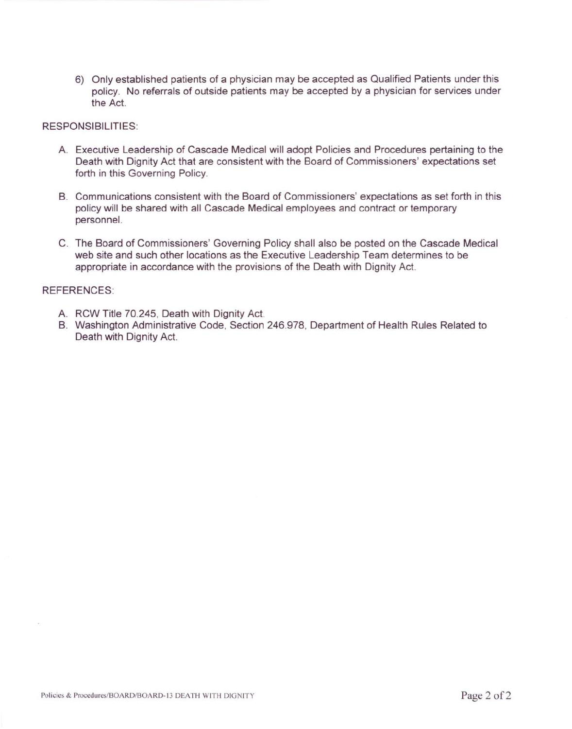6) Only established patients of a physician may be accepted as Qualified Patients under this policy. No referrals of outside patients may be accepted by a physician for services under the Act.

RESPONSIBILITIES:

A. Executive Leadership of Cascade Medical will adopt Policies and Procedures pertaining to the Death with Dignity Act that are consistent with the Board of Commissioners' expectations set forth in this Governing Policy.

B. Communications consistent with the Board of Commissioners' expectations as set forth in this policy will be shared with all Cascade Medical employees and contract or temporary personnel.

C. The Board of Commissioners' Governing Policy shall also be posted on the Cascade Medical web site and such other locations as the Executive Leadership Team determines to be appropriate in accordance with the provisions of the Death with Dignity Act.

REFERENCES:

A. RCW Title 70.245, Death with Dignity Act.
B. Washington Administrative Code, Section 246.978, Department of Health Rules Related to Death with Dignity Act.